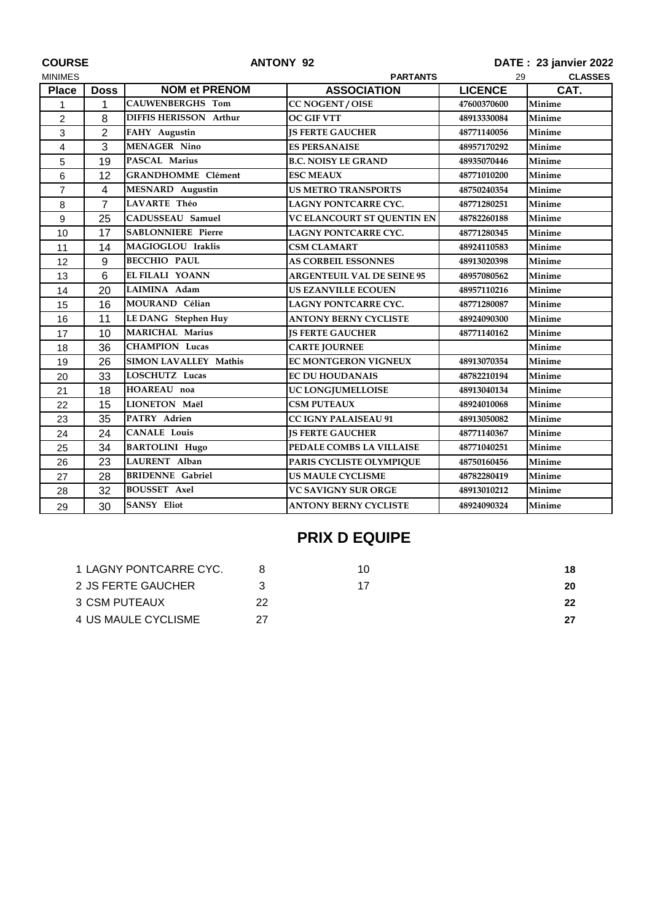**COURSE** **ANTONY 92** **DATE : 23 janvier 2022**

MINIMES **PARTANTS** 29 **CLASSES**

| Place | Doss | NOM et PRENOM | ASSOCIATION | LICENCE | CAT. |
|---|---|---|---|---|---|
| 1 | 1 | CAUWENBERGHS Tom | CC NOGENT / OISE | 47600370600 | Minime |
| 2 | 8 | DIFFIS HERISSON Arthur | OC GIF VTT | 48913330084 | Minime |
| 3 | 2 | FAHY Augustin | JS FERTE GAUCHER | 48771140056 | Minime |
| 4 | 3 | MENAGER Nino | ES PERSANAISE | 48957170292 | Minime |
| 5 | 19 | PASCAL Marius | B.C. NOISY LE GRAND | 48935070446 | Minime |
| 6 | 12 | GRANDHOMME Clément | ESC MEAUX | 48771010200 | Minime |
| 7 | 4 | MESNARD Augustin | US METRO TRANSPORTS | 48750240354 | Minime |
| 8 | 7 | LAVARTE Théo | LAGNY PONTCARRE CYC. | 48771280251 | Minime |
| 9 | 25 | CADUSSEAU Samuel | VC ELANCOURT ST QUENTIN EN | 48782260188 | Minime |
| 10 | 17 | SABLONNIERE Pierre | LAGNY PONTCARRE CYC. | 48771280345 | Minime |
| 11 | 14 | MAGIOGLOU Iraklis | CSM CLAMART | 48924110583 | Minime |
| 12 | 9 | BECCHIO PAUL | AS CORBEIL ESSONNES | 48913020398 | Minime |
| 13 | 6 | EL FILALI YOANN | ARGENTEUIL VAL DE SEINE 95 | 48957080562 | Minime |
| 14 | 20 | LAIMINA Adam | US EZANVILLE ECOUEN | 48957110216 | Minime |
| 15 | 16 | MOURAND Célian | LAGNY PONTCARRE CYC. | 48771280087 | Minime |
| 16 | 11 | LE DANG Stephen Huy | ANTONY BERNY CYCLISTE | 48924090300 | Minime |
| 17 | 10 | MARICHAL Marius | JS FERTE GAUCHER | 48771140162 | Minime |
| 18 | 36 | CHAMPION Lucas | CARTE JOURNEE | | Minime |
| 19 | 26 | SIMON LAVALLEY Mathis | EC MONTGERON VIGNEUX | 48913070354 | Minime |
| 20 | 33 | LOSCHUTZ Lucas | EC DU HOUDANAIS | 48782210194 | Minime |
| 21 | 18 | HOAREAU noa | UC LONGJUMELLOISE | 48913040134 | Minime |
| 22 | 15 | LIONETON Maël | CSM PUTEAUX | 48924010068 | Minime |
| 23 | 35 | PATRY Adrien | CC IGNY PALAISEAU 91 | 48913050082 | Minime |
| 24 | 24 | CANALE Louis | JS FERTE GAUCHER | 48771140367 | Minime |
| 25 | 34 | BARTOLINI Hugo | PEDALE COMBS LA VILLAISE | 48771040251 | Minime |
| 26 | 23 | LAURENT Alban | PARIS CYCLISTE OLYMPIQUE | 48750160456 | Minime |
| 27 | 28 | BRIDENNE Gabriel | US MAULE CYCLISME | 48782280419 | Minime |
| 28 | 32 | BOUSSET Axel | VC SAVIGNY SUR ORGE | 48913010212 | Minime |
| 29 | 30 | SANSY Eliot | ANTONY BERNY CYCLISTE | 48924090324 | Minime |

## PRIX D EQUIPE

| | | | | |
|---|---|---|---|---|
| 1 | LAGNY PONTCARRE CYC. | 8 | 10 | **18** |
| 2 | JS FERTE GAUCHER | 3 | 17 | **20** |
| 3 | CSM PUTEAUX | 22 | | **22** |
| 4 | US MAULE CYCLISME | 27 | | **27** |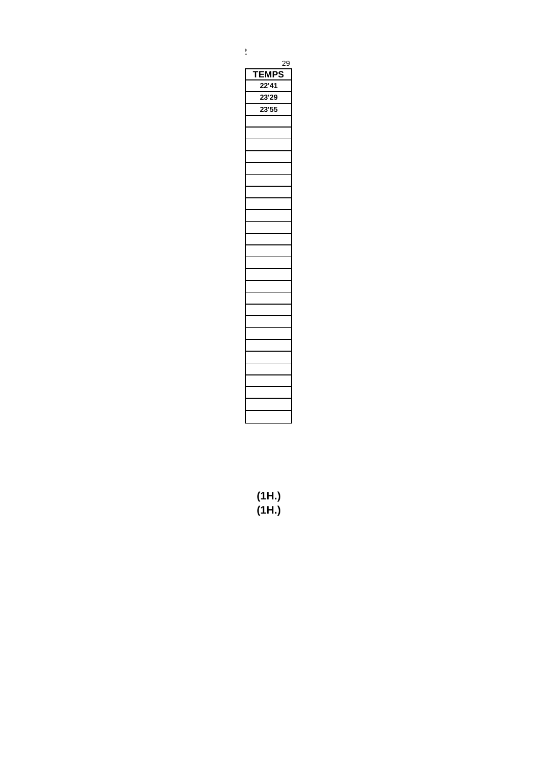!

29

| TEMPS |
|---|
| 22'41 |
| 23'29 |
| 23'55 |
| |
| |
| |
| |
| |
| |
| |
| |
| |
| |
| |
| |
| |
| |
| |
| |
| |
| |
| |
| |
| |
| |
| |
| |
| |

**(1H.)**
**(1H.)**